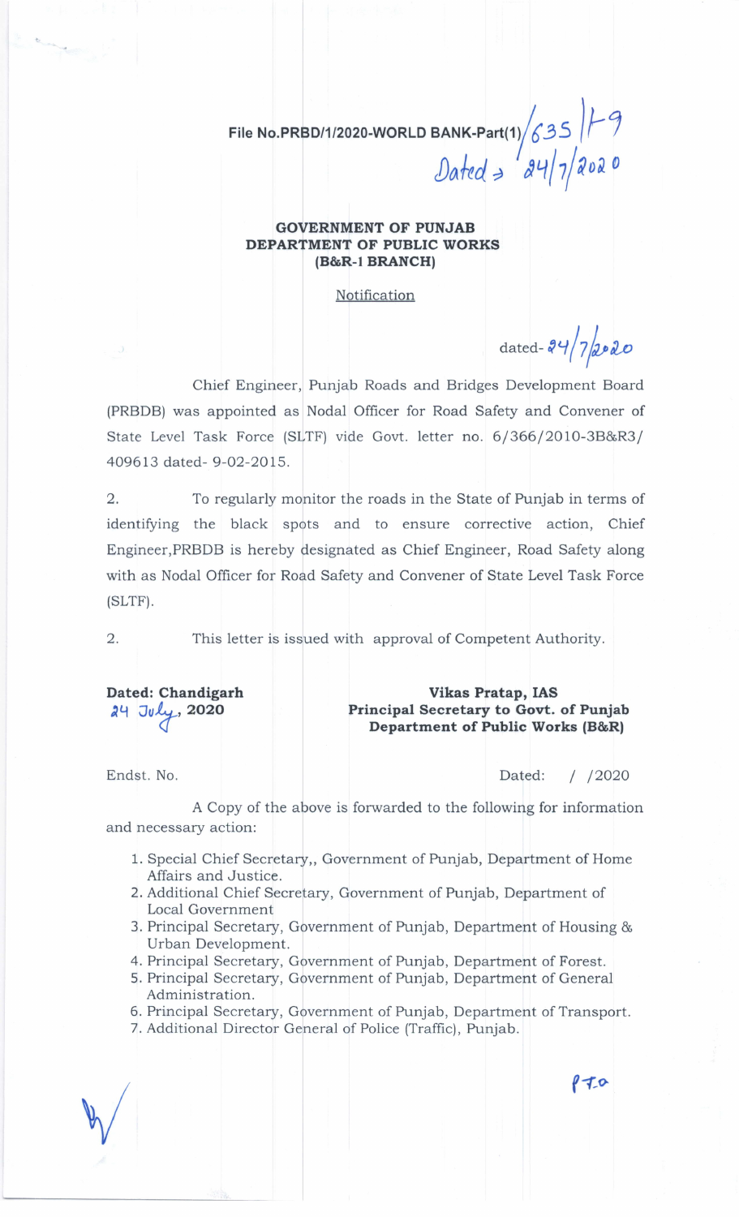File No.PRBD/1/2020-WORLD BANK-Part(1)/635 | F-9
Dated > 24/7/2020

**GOVERNMENT OF PUNJAB**
**DEPARTMENT OF PUBLIC WORKS**
**(B&R-1 BRANCH)**

Notification

dated- 24/7/2020

Chief Engineer, Punjab Roads and Bridges Development Board (PRBDB) was appointed as Nodal Officer for Road Safety and Convener of State Level Task Force (SLTF) vide Govt. letter no. 6/366/2010-3B&R3/409613 dated- 9-02-2015.

2. To regularly monitor the roads in the State of Punjab in terms of identifying the black spots and to ensure corrective action, Chief Engineer,PRBDB is hereby designated as Chief Engineer, Road Safety along with as Nodal Officer for Road Safety and Convener of State Level Task Force (SLTF).

2. This letter is issued with approval of Competent Authority.

**Dated: Chandigarh**
24 July, **2020**

**Vikas Pratap, IAS**
**Principal Secretary to Govt. of Punjab**
**Department of Public Works (B&R)**

Endst. No. Dated: / /2020

A Copy of the above is forwarded to the following for information and necessary action:

1. Special Chief Secretary,, Government of Punjab, Department of Home Affairs and Justice.
2. Additional Chief Secretary, Government of Punjab, Department of Local Government
3. Principal Secretary, Government of Punjab, Department of Housing & Urban Development.
4. Principal Secretary, Government of Punjab, Department of Forest.
5. Principal Secretary, Government of Punjab, Department of General Administration.
6. Principal Secretary, Government of Punjab, Department of Transport.
7. Additional Director General of Police (Traffic), Punjab.

P.T.O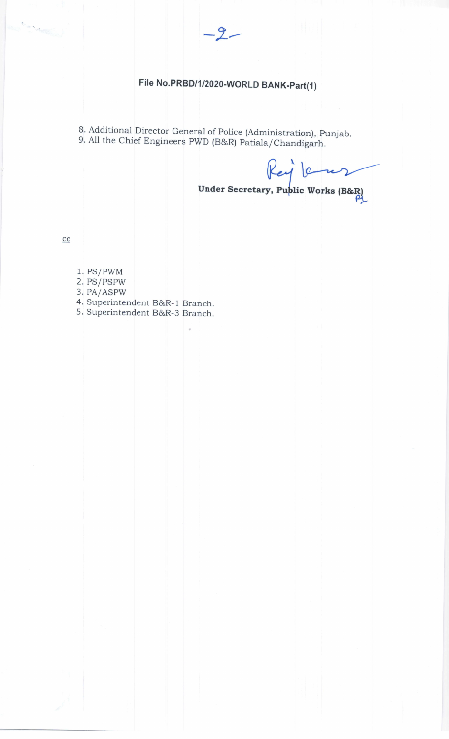File No.PRBD/1/2020-WORLD BANK-Part(1)

8. Additional Director General of Police (Administration), Punjab.
9. All the Chief Engineers PWD (B&R) Patiala/Chandigarh.

**Under Secretary, Public Works (B&R)**

cc

1. PS/PWM
2. PS/PSPW
3. PA/ASPW
4. Superintendent B&R-1 Branch.
5. Superintendent B&R-3 Branch.